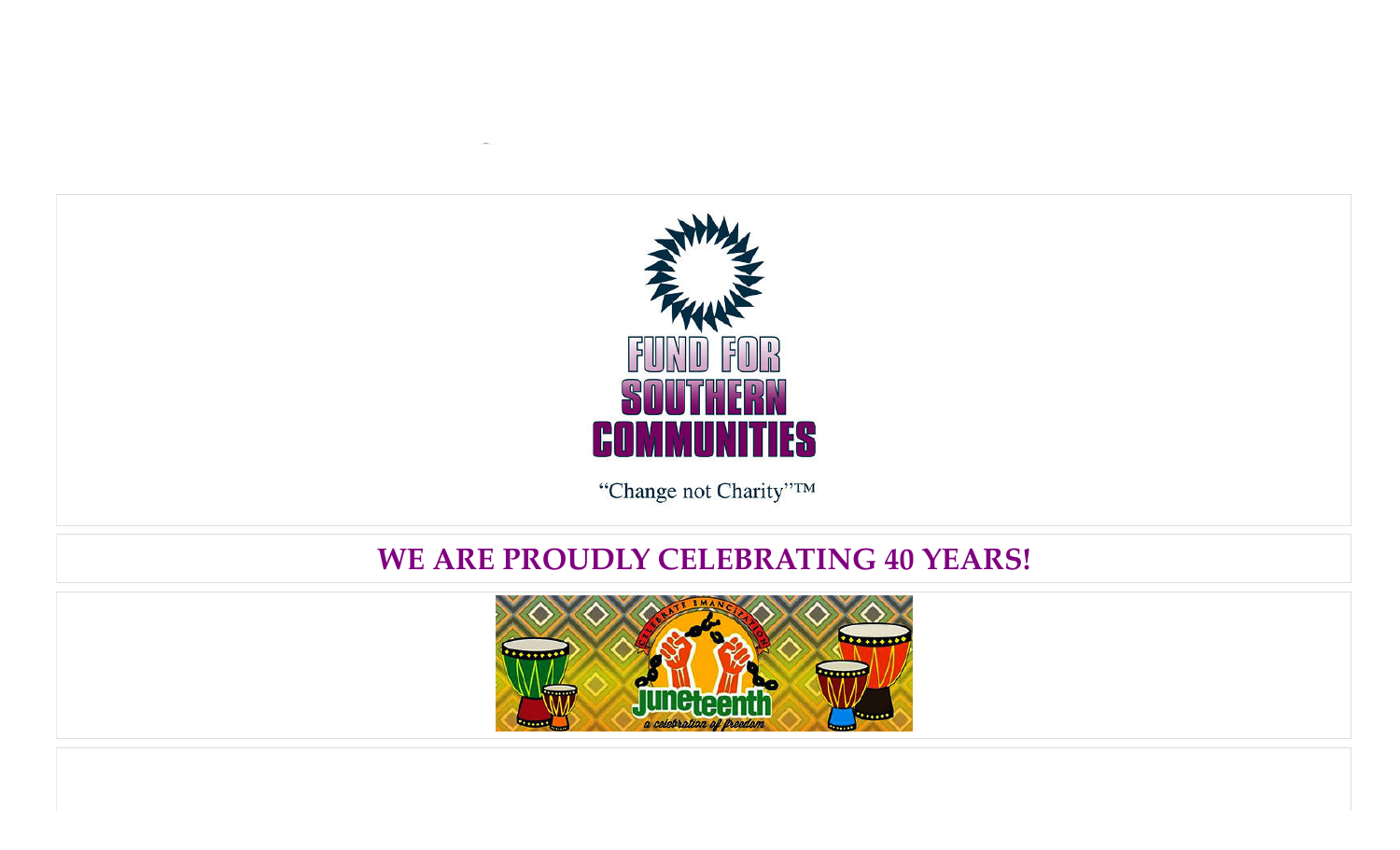FUND FOR SOUTHERN COMMUNITIES

"Change not Charity"™

## WE ARE PROUDLY CELEBRATING 40 YEARS!

CELEBRATE EMANCIPATION

juneteenth

a celebration of freedom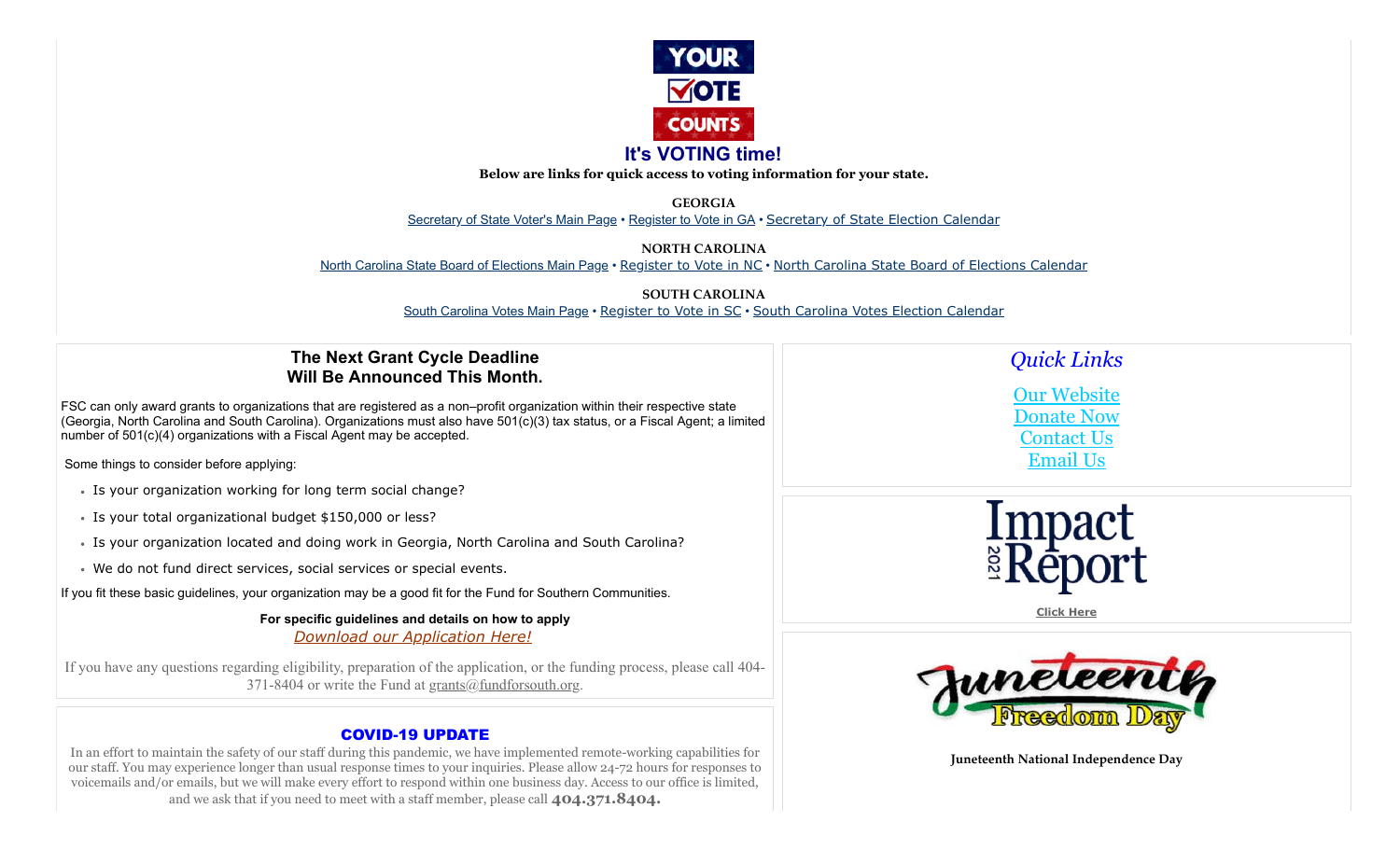YOUR VOTE COUNTS

## It's VOTING time!

**Below are links for quick access to voting information for your state.**

**GEORGIA**

Secretary of State Voter's Main Page • Register to Vote in GA • Secretary of State Election Calendar

**NORTH CAROLINA**

North Carolina State Board of Elections Main Page • Register to Vote in NC • North Carolina State Board of Elections Calendar

**SOUTH CAROLINA**

South Carolina Votes Main Page • Register to Vote in SC • South Carolina Votes Election Calendar

## The Next Grant Cycle Deadline Will Be Announced This Month.

FSC can only award grants to organizations that are registered as a non–profit organization within their respective state (Georgia, North Carolina and South Carolina). Organizations must also have 501(c)(3) tax status, or a Fiscal Agent; a limited number of 501(c)(4) organizations with a Fiscal Agent may be accepted.

Some things to consider before applying:

- Is your organization working for long term social change?
- Is your total organizational budget $150,000 or less?
- Is your organization located and doing work in Georgia, North Carolina and South Carolina?
- We do not fund direct services, social services or special events.

If you fit these basic guidelines, your organization may be a good fit for the Fund for Southern Communities.

**For specific guidelines and details on how to apply**

*Download our Application Here!*

If you have any questions regarding eligibility, preparation of the application, or the funding process, please call 404-371-8404 or write the Fund at grants@fundforsouth.org.

### COVID-19 UPDATE

In an effort to maintain the safety of our staff during this pandemic, we have implemented remote-working capabilities for our staff. You may experience longer than usual response times to your inquiries. Please allow 24-72 hours for responses to voicemails and/or emails, but we will make every effort to respond within one business day. Access to our office is limited, and we ask that if you need to meet with a staff member, please call **404.371.8404.**

## *Quick Links*

Our Website
Donate Now
Contact Us
Email Us

Impact 2021 Report

**Click Here**

Juneteenth Freedom Day

**Juneteenth National Independence Day**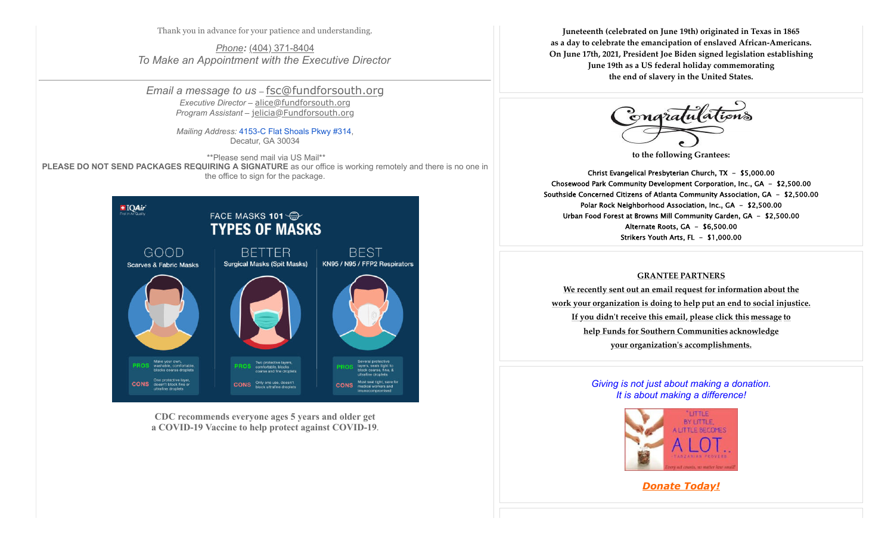Thank you in advance for your patience and understanding.

*Phone:* (404) 371-8404
*To Make an Appointment with the Executive Director*

---

*Email a message to us* – fsc@fundforsouth.org
*Executive Director* – alice@fundforsouth.org
*Program Assistant* – jelicia@Fundforsouth.org

*Mailing Address:* 4153-C Flat Shoals Pkwy #314,
Decatur, GA 30034

**Please send mail via US Mail**
**PLEASE DO NOT SEND PACKAGES REQUIRING A SIGNATURE** as our office is working remotely and there is no one in the office to sign for the package.

**CDC recommends everyone ages 5 years and older get a COVID-19 Vaccine to help protect against COVID-19.**

**Juneteenth (celebrated on June 19th) originated in Texas in 1865 as a day to celebrate the emancipation of enslaved African-Americans. On June 17th, 2021, President Joe Biden signed legislation establishing June 19th as a US federal holiday commemorating the end of slavery in the United States.**

Congratulations

**to the following Grantees:**

Christ Evangelical Presbyterian Church, TX – $5,000.00
Chosewood Park Community Development Corporation, Inc., GA – $2,500.00
Southside Concerned Citizens of Atlanta Community Association, GA – $2,500.00
Polar Rock Neighborhood Association, Inc., GA – $2,500.00
Urban Food Forest at Browns Mill Community Garden, GA – $2,500.00
Alternate Roots, GA – $6,500.00
Strikers Youth Arts, FL – $1,000.00

**GRANTEE PARTNERS**

**We recently sent out an email request for information about the work your organization is doing to help put an end to social injustice. If you didn't receive this email, please click this message to help Funds for Southern Communities acknowledge your organization's accomplishments.**

*Giving is not just about making a donation.*
*It is about making a difference!*

***Donate Today!***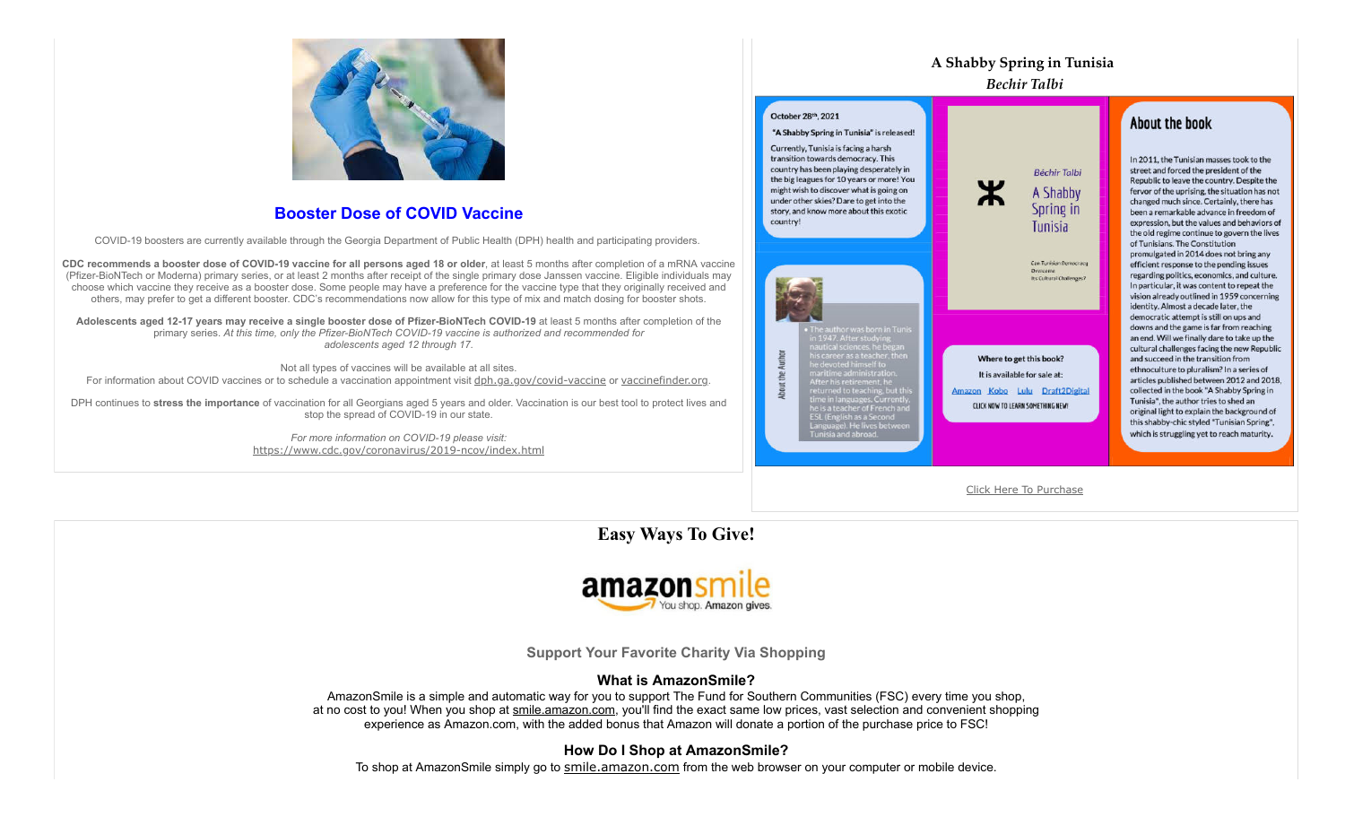## Booster Dose of COVID Vaccine

COVID-19 boosters are currently available through the Georgia Department of Public Health (DPH) health and participating providers.

**CDC recommends a booster dose of COVID-19 vaccine for all persons aged 18 or older**, at least 5 months after completion of a mRNA vaccine (Pfizer-BioNTech or Moderna) primary series, or at least 2 months after receipt of the single primary dose Janssen vaccine. Eligible individuals may choose which vaccine they receive as a booster dose. Some people may have a preference for the vaccine type that they originally received and others, may prefer to get a different booster. CDC's recommendations now allow for this type of mix and match dosing for booster shots.

**Adolescents aged 12-17 years may receive a single booster dose of Pfizer-BioNTech COVID-19** at least 5 months after completion of the primary series. *At this time, only the Pfizer-BioNTech COVID-19 vaccine is authorized and recommended for adolescents aged 12 through 17.*

Not all types of vaccines will be available at all sites.
For information about COVID vaccines or to schedule a vaccination appointment visit dph.ga.gov/covid-vaccine or vaccinefinder.org.

DPH continues to **stress the importance** of vaccination for all Georgians aged 5 years and older. Vaccination is our best tool to protect lives and stop the spread of COVID-19 in our state.

*For more information on COVID-19 please visit:*
https://www.cdc.gov/coronavirus/2019-ncov/index.html

## A Shabby Spring in Tunisia

*Bechir Talbi*

October 28th, 2021

**"A Shabby Spring in Tunisia" is released!**

Currently, Tunisia is facing a harsh transition towards democracy. This country has been playing desperately in the big leagues for 10 years or more! You might wish to discover what is going on under other skies? Dare to get into the story, and know more about this exotic country!

Béchir Talbi

A Shabby Spring in Tunisia

Can Tunisian Democracy Overcome Its Cultural Challenges?

**About the Author**

- The author was born in Tunis in 1947. After studying nautical sciences, he began his career as a teacher, then he devoted himself to maritime administration. After his retirement, he returned to teaching, but this time in languages. Currently, he is a teacher of French and ESL (English as a Second Language). He lives between Tunisia and abroad.

**Where to get this book?**

It is available for sale at:

Amazon Kobo Lulu Draft2Digital

CLICK NOW TO LEARN SOMETHING NEW!

**About the book**

In 2011, the Tunisian masses took to the street and forced the president of the Republic to leave the country. Despite the fervor of the uprising, the situation has not changed much since. Certainly, there has been a remarkable advance in freedom of expression, but the values and behaviors of the old regime continue to govern the lives of Tunisians. The Constitution promulgated in 2014 does not bring any efficient response to the pending issues regarding politics, economics, and culture. In particular, it was content to repeat the vision already outlined in 1959 concerning identity. Almost a decade later, the democratic attempt is still on ups and downs and the game is far from reaching an end. Will we finally dare to take up the cultural challenges facing the new Republic and succeed in the transition from ethnoculture to pluralism? In a series of articles published between 2012 and 2018, collected in the book "A Shabby Spring in Tunisia", the author tries to shed an original light to explain the background of this shabby-chic styled "Tunisian Spring", which is struggling yet to reach maturity.

Click Here To Purchase

## Easy Ways To Give!

amazonsmile — You shop. Amazon gives.

### Support Your Favorite Charity Via Shopping

### What is AmazonSmile?

AmazonSmile is a simple and automatic way for you to support The Fund for Southern Communities (FSC) every time you shop, at no cost to you! When you shop at smile.amazon.com, you'll find the exact same low prices, vast selection and convenient shopping experience as Amazon.com, with the added bonus that Amazon will donate a portion of the purchase price to FSC!

### How Do I Shop at AmazonSmile?

To shop at AmazonSmile simply go to smile.amazon.com from the web browser on your computer or mobile device.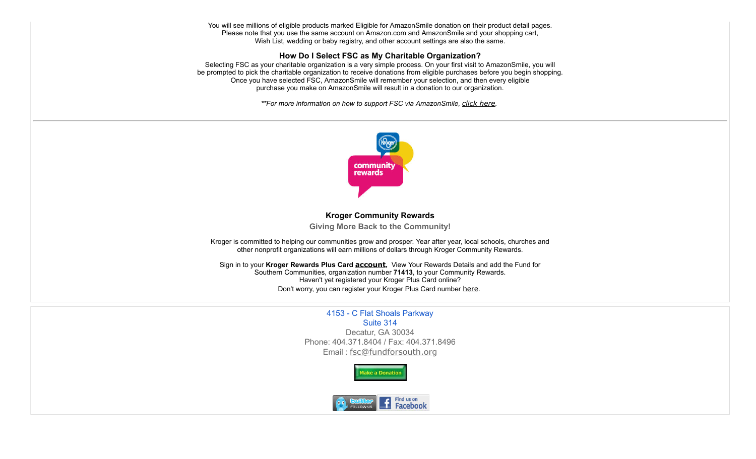You will see millions of eligible products marked Eligible for AmazonSmile donation on their product detail pages. Please note that you use the same account on Amazon.com and AmazonSmile and your shopping cart, Wish List, wedding or baby registry, and other account settings are also the same.

### How Do I Select FSC as My Charitable Organization?

Selecting FSC as your charitable organization is a very simple process. On your first visit to AmazonSmile, you will be prompted to pick the charitable organization to receive donations from eligible purchases before you begin shopping. Once you have selected FSC, AmazonSmile will remember your selection, and then every eligible purchase you make on AmazonSmile will result in a donation to our organization.

*\*\*For more information on how to support FSC via AmazonSmile, click here.*

---

### Kroger Community Rewards

**Giving More Back to the Community!**

Kroger is committed to helping our communities grow and prosper. Year after year, local schools, churches and other nonprofit organizations will earn millions of dollars through Kroger Community Rewards.

Sign in to your **Kroger Rewards Plus Card account,** View Your Rewards Details and add the Fund for Southern Communities, organization number **71413**, to your Community Rewards. Haven't yet registered your Kroger Plus Card online? Don't worry, you can register your Kroger Plus Card number here.

---

4153 - C Flat Shoals Parkway
Suite 314
Decatur, GA 30034
Phone: 404.371.8404 / Fax: 404.371.8496
Email : fsc@fundforsouth.org

Make a Donation